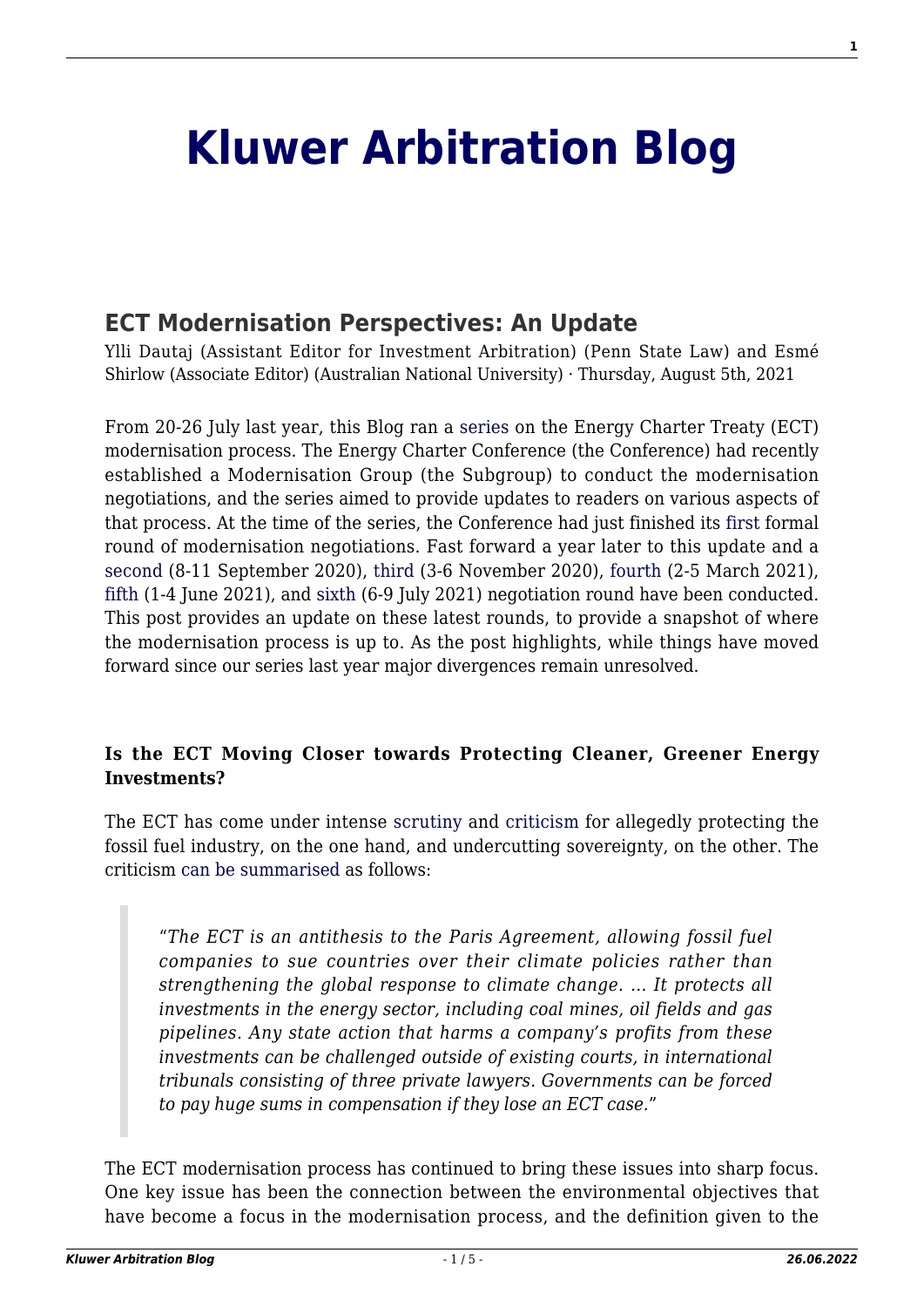# Kluwer Arbitration Blog

## ECT Modernisation Perspectives: An Update

Ylli Dautaj (Assistant Editor for Investment Arbitration) (Penn State Law) and Esmé Shirlow (Associate Editor) (Australian National University) · Thursday, August 5th, 2021

From 20-26 July last year, this Blog ran a series on the Energy Charter Treaty (ECT) modernisation process. The Energy Charter Conference (the Conference) had recently established a Modernisation Group (the Subgroup) to conduct the modernisation negotiations, and the series aimed to provide updates to readers on various aspects of that process. At the time of the series, the Conference had just finished its first formal round of modernisation negotiations. Fast forward a year later to this update and a second (8-11 September 2020), third (3-6 November 2020), fourth (2-5 March 2021), fifth (1-4 June 2021), and sixth (6-9 July 2021) negotiation round have been conducted. This post provides an update on these latest rounds, to provide a snapshot of where the modernisation process is up to. As the post highlights, while things have moved forward since our series last year major divergences remain unresolved.

### Is the ECT Moving Closer towards Protecting Cleaner, Greener Energy Investments?

The ECT has come under intense scrutiny and criticism for allegedly protecting the fossil fuel industry, on the one hand, and undercutting sovereignty, on the other. The criticism can be summarised as follows:

> "*The ECT is an antithesis to the Paris Agreement, allowing fossil fuel companies to sue countries over their climate policies rather than strengthening the global response to climate change. … It protects all investments in the energy sector, including coal mines, oil fields and gas pipelines. Any state action that harms a company's profits from these investments can be challenged outside of existing courts, in international tribunals consisting of three private lawyers. Governments can be forced to pay huge sums in compensation if they lose an ECT case.*"

The ECT modernisation process has continued to bring these issues into sharp focus. One key issue has been the connection between the environmental objectives that have become a focus in the modernisation process, and the definition given to the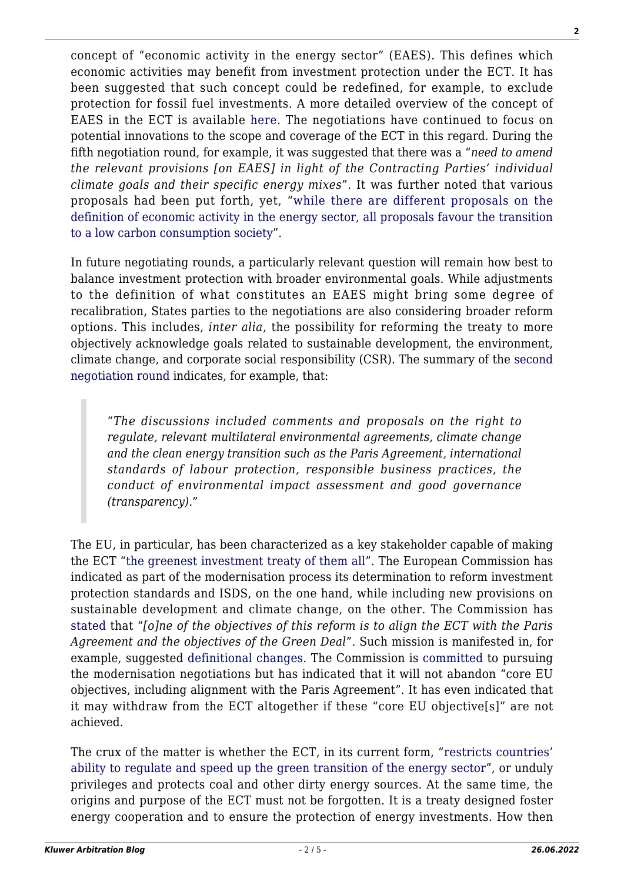concept of "economic activity in the energy sector" (EAES). This defines which economic activities may benefit from investment protection under the ECT. It has been suggested that such concept could be redefined, for example, to exclude protection for fossil fuel investments. A more detailed overview of the concept of EAES in the ECT is available here. The negotiations have continued to focus on potential innovations to the scope and coverage of the ECT in this regard. During the fifth negotiation round, for example, it was suggested that there was a "*need to amend the relevant provisions [on EAES] in light of the Contracting Parties' individual climate goals and their specific energy mixes*". It was further noted that various proposals had been put forth, yet, "while there are different proposals on the definition of economic activity in the energy sector, all proposals favour the transition to a low carbon consumption society".

In future negotiating rounds, a particularly relevant question will remain how best to balance investment protection with broader environmental goals. While adjustments to the definition of what constitutes an EAES might bring some degree of recalibration, States parties to the negotiations are also considering broader reform options. This includes, *inter alia*, the possibility for reforming the treaty to more objectively acknowledge goals related to sustainable development, the environment, climate change, and corporate social responsibility (CSR). The summary of the second negotiation round indicates, for example, that:

> "*The discussions included comments and proposals on the right to regulate, relevant multilateral environmental agreements, climate change and the clean energy transition such as the Paris Agreement, international standards of labour protection, responsible business practices, the conduct of environmental impact assessment and good governance (transparency).*"

The EU, in particular, has been characterized as a key stakeholder capable of making the ECT "the greenest investment treaty of them all". The European Commission has indicated as part of the modernisation process its determination to reform investment protection standards and ISDS, on the one hand, while including new provisions on sustainable development and climate change, on the other. The Commission has stated that "*[o]ne of the objectives of this reform is to align the ECT with the Paris Agreement and the objectives of the Green Deal*". Such mission is manifested in, for example, suggested definitional changes. The Commission is committed to pursuing the modernisation negotiations but has indicated that it will not abandon "core EU objectives, including alignment with the Paris Agreement". It has even indicated that it may withdraw from the ECT altogether if these "core EU objective[s]" are not achieved.

The crux of the matter is whether the ECT, in its current form, "restricts countries' ability to regulate and speed up the green transition of the energy sector", or unduly privileges and protects coal and other dirty energy sources. At the same time, the origins and purpose of the ECT must not be forgotten. It is a treaty designed foster energy cooperation and to ensure the protection of energy investments. How then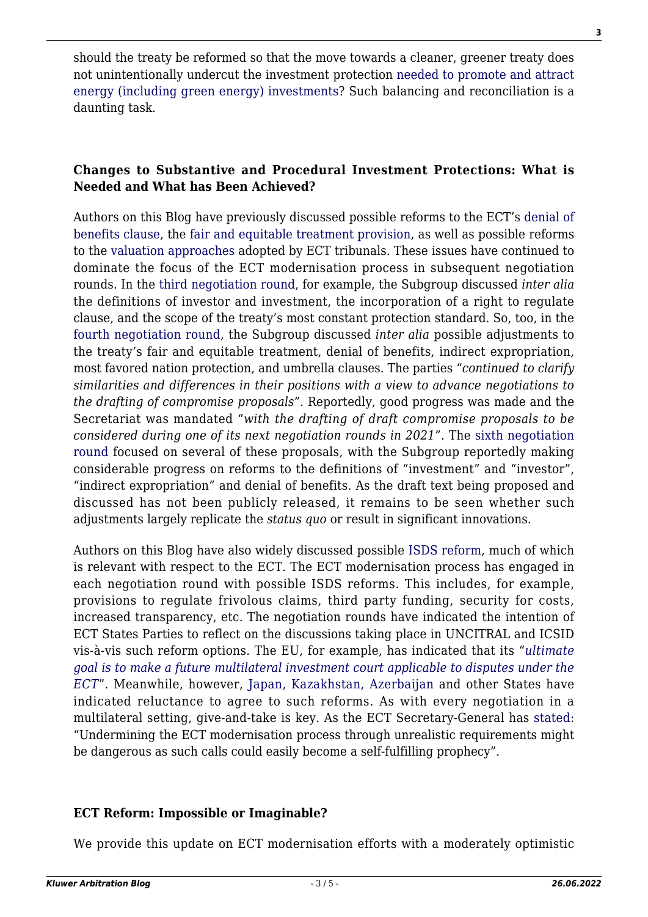should the treaty be reformed so that the move towards a cleaner, greener treaty does not unintentionally undercut the investment protection needed to promote and attract energy (including green energy) investments? Such balancing and reconciliation is a daunting task.

### Changes to Substantive and Procedural Investment Protections: What is Needed and What has Been Achieved?

Authors on this Blog have previously discussed possible reforms to the ECT's denial of benefits clause, the fair and equitable treatment provision, as well as possible reforms to the valuation approaches adopted by ECT tribunals. These issues have continued to dominate the focus of the ECT modernisation process in subsequent negotiation rounds. In the third negotiation round, for example, the Subgroup discussed *inter alia* the definitions of investor and investment, the incorporation of a right to regulate clause, and the scope of the treaty's most constant protection standard. So, too, in the fourth negotiation round, the Subgroup discussed *inter alia* possible adjustments to the treaty's fair and equitable treatment, denial of benefits, indirect expropriation, most favored nation protection, and umbrella clauses. The parties "*continued to clarify similarities and differences in their positions with a view to advance negotiations to the drafting of compromise proposals*". Reportedly, good progress was made and the Secretariat was mandated "*with the drafting of draft compromise proposals to be considered during one of its next negotiation rounds in 2021*". The sixth negotiation round focused on several of these proposals, with the Subgroup reportedly making considerable progress on reforms to the definitions of "investment" and "investor", "indirect expropriation" and denial of benefits. As the draft text being proposed and discussed has not been publicly released, it remains to be seen whether such adjustments largely replicate the *status quo* or result in significant innovations.

Authors on this Blog have also widely discussed possible ISDS reform, much of which is relevant with respect to the ECT. The ECT modernisation process has engaged in each negotiation round with possible ISDS reforms. This includes, for example, provisions to regulate frivolous claims, third party funding, security for costs, increased transparency, etc. The negotiation rounds have indicated the intention of ECT States Parties to reflect on the discussions taking place in UNCITRAL and ICSID vis-à-vis such reform options. The EU, for example, has indicated that its "*ultimate goal is to make a future multilateral investment court applicable to disputes under the ECT*". Meanwhile, however, Japan, Kazakhstan, Azerbaijan and other States have indicated reluctance to agree to such reforms. As with every negotiation in a multilateral setting, give-and-take is key. As the ECT Secretary-General has stated: "Undermining the ECT modernisation process through unrealistic requirements might be dangerous as such calls could easily become a self-fulfilling prophecy".

### ECT Reform: Impossible or Imaginable?

We provide this update on ECT modernisation efforts with a moderately optimistic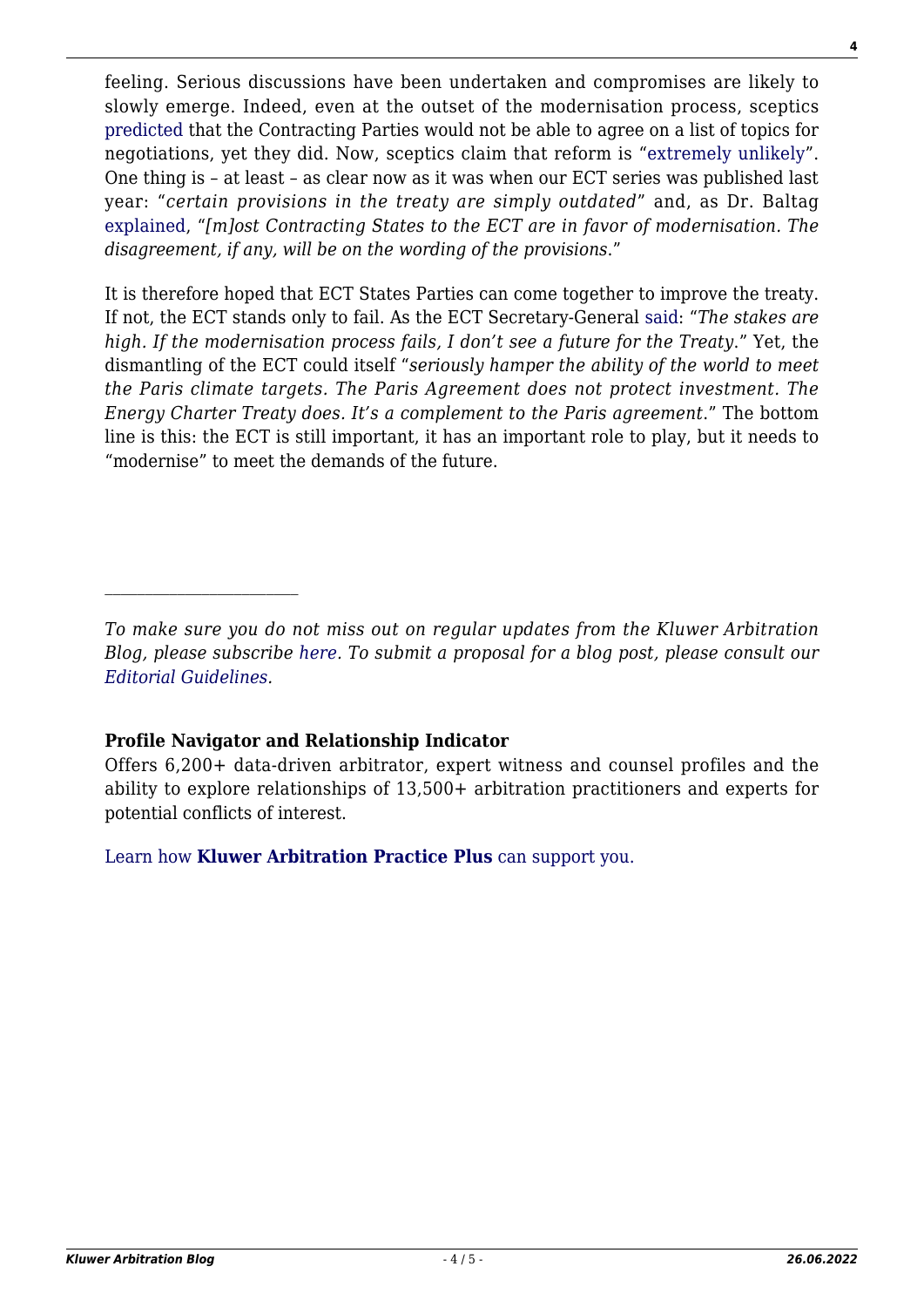feeling. Serious discussions have been undertaken and compromises are likely to slowly emerge. Indeed, even at the outset of the modernisation process, sceptics predicted that the Contracting Parties would not be able to agree on a list of topics for negotiations, yet they did. Now, sceptics claim that reform is "extremely unlikely". One thing is – at least – as clear now as it was when our ECT series was published last year: "*certain provisions in the treaty are simply outdated*" and, as Dr. Baltag explained, "*[m]ost Contracting States to the ECT are in favor of modernisation. The disagreement, if any, will be on the wording of the provisions*."

It is therefore hoped that ECT States Parties can come together to improve the treaty. If not, the ECT stands only to fail. As the ECT Secretary-General said: "*The stakes are high. If the modernisation process fails, I don't see a future for the Treaty*." Yet, the dismantling of the ECT could itself "*seriously hamper the ability of the world to meet the Paris climate targets. The Paris Agreement does not protect investment. The Energy Charter Treaty does. It's a complement to the Paris agreement*." The bottom line is this: the ECT is still important, it has an important role to play, but it needs to "modernise" to meet the demands of the future.

---

*To make sure you do not miss out on regular updates from the Kluwer Arbitration Blog, please subscribe here. To submit a proposal for a blog post, please consult our Editorial Guidelines.*

**Profile Navigator and Relationship Indicator**

Offers 6,200+ data-driven arbitrator, expert witness and counsel profiles and the ability to explore relationships of 13,500+ arbitration practitioners and experts for potential conflicts of interest.

Learn how **Kluwer Arbitration Practice Plus** can support you.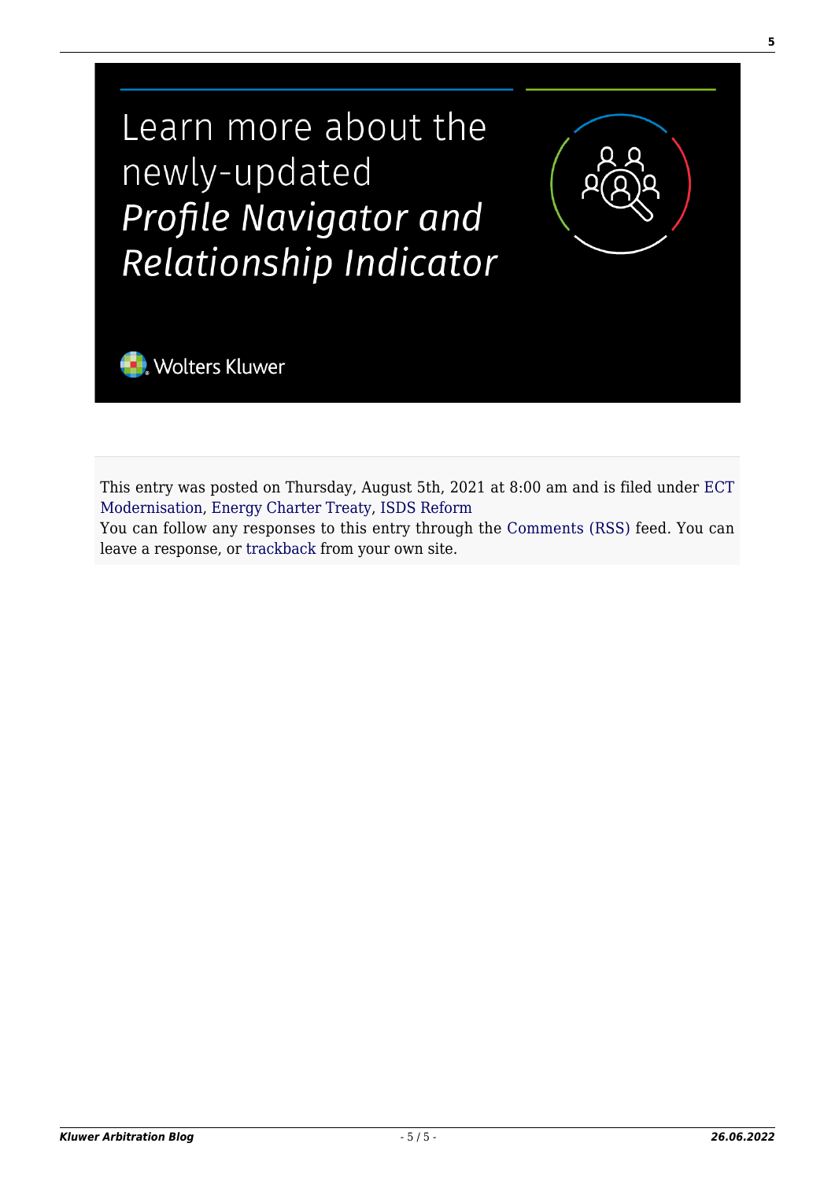Learn more about the newly-updated *Profile Navigator and Relationship Indicator*

Wolters Kluwer

This entry was posted on Thursday, August 5th, 2021 at 8:00 am and is filed under ECT Modernisation, Energy Charter Treaty, ISDS Reform
You can follow any responses to this entry through the Comments (RSS) feed. You can leave a response, or trackback from your own site.